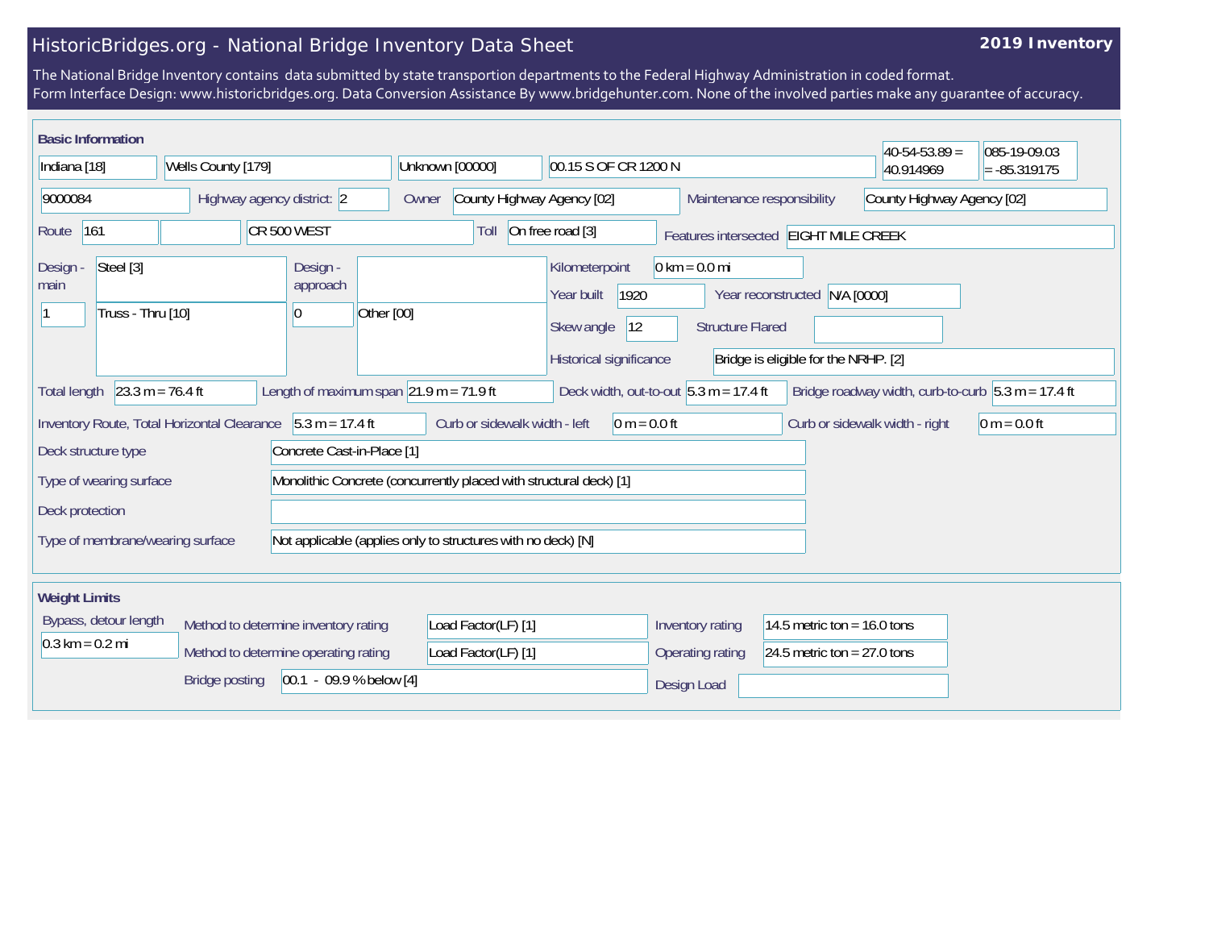# HistoricBridges.org - National Bridge Inventory Data Sheet

**2019 Inventory**

The National Bridge Inventory contains data submitted by state transportion departments to the Federal Highway Administration in coded format.
Form Interface Design: www.historicbridges.org. Data Conversion Assistance By www.bridgehunter.com. None of the involved parties make any guarantee of accuracy.

## Basic Information

| | |
|---|---|
| State | Indiana [18] |
| County | Wells County [179] |
| Place | Unknown [00000] |
| Location | 00.15 S OF CR 1200 N |
| Latitude | 40-54-53.89 = 40.914969 |
| Longitude | 085-19-09.03 = -85.319175 |
| Structure Number | 9000084 |
| Highway agency district: | 2 |
| Owner | County Highway Agency [02] |
| Maintenance responsibility | County Highway Agency [02] |
| Route | 161 |
| Facility carried | CR 500 WEST |
| Toll | On free road [3] |
| Features intersected | EIGHT MILE CREEK |
| Design - main | Steel [3] |
| | 1 — Truss - Thru [10] |
| Design - approach | |
| | 0 — Other [00] |
| Kilometerpoint | 0 km = 0.0 mi |
| Year built | 1920 |
| Year reconstructed | N/A [0000] |
| Skew angle | 12 |
| Structure Flared | |
| Historical significance | Bridge is eligible for the NRHP. [2] |
| Total length | 23.3 m = 76.4 ft |
| Length of maximum span | 21.9 m = 71.9 ft |
| Deck width, out-to-out | 5.3 m = 17.4 ft |
| Bridge roadway width, curb-to-curb | 5.3 m = 17.4 ft |
| Inventory Route, Total Horizontal Clearance | 5.3 m = 17.4 ft |
| Curb or sidewalk width - left | 0 m = 0.0 ft |
| Curb or sidewalk width - right | 0 m = 0.0 ft |
| Deck structure type | Concrete Cast-in-Place [1] |
| Type of wearing surface | Monolithic Concrete (concurrently placed with structural deck) [1] |
| Deck protection | |
| Type of membrane/wearing surface | Not applicable (applies only to structures with no deck) [N] |

## Weight Limits

| | |
|---|---|
| Bypass, detour length | 0.3 km = 0.2 mi |
| Method to determine inventory rating | Load Factor(LF) [1] |
| Method to determine operating rating | Load Factor(LF) [1] |
| Inventory rating | 14.5 metric ton = 16.0 tons |
| Operating rating | 24.5 metric ton = 27.0 tons |
| Bridge posting | 00.1 - 09.9 % below [4] |
| Design Load | |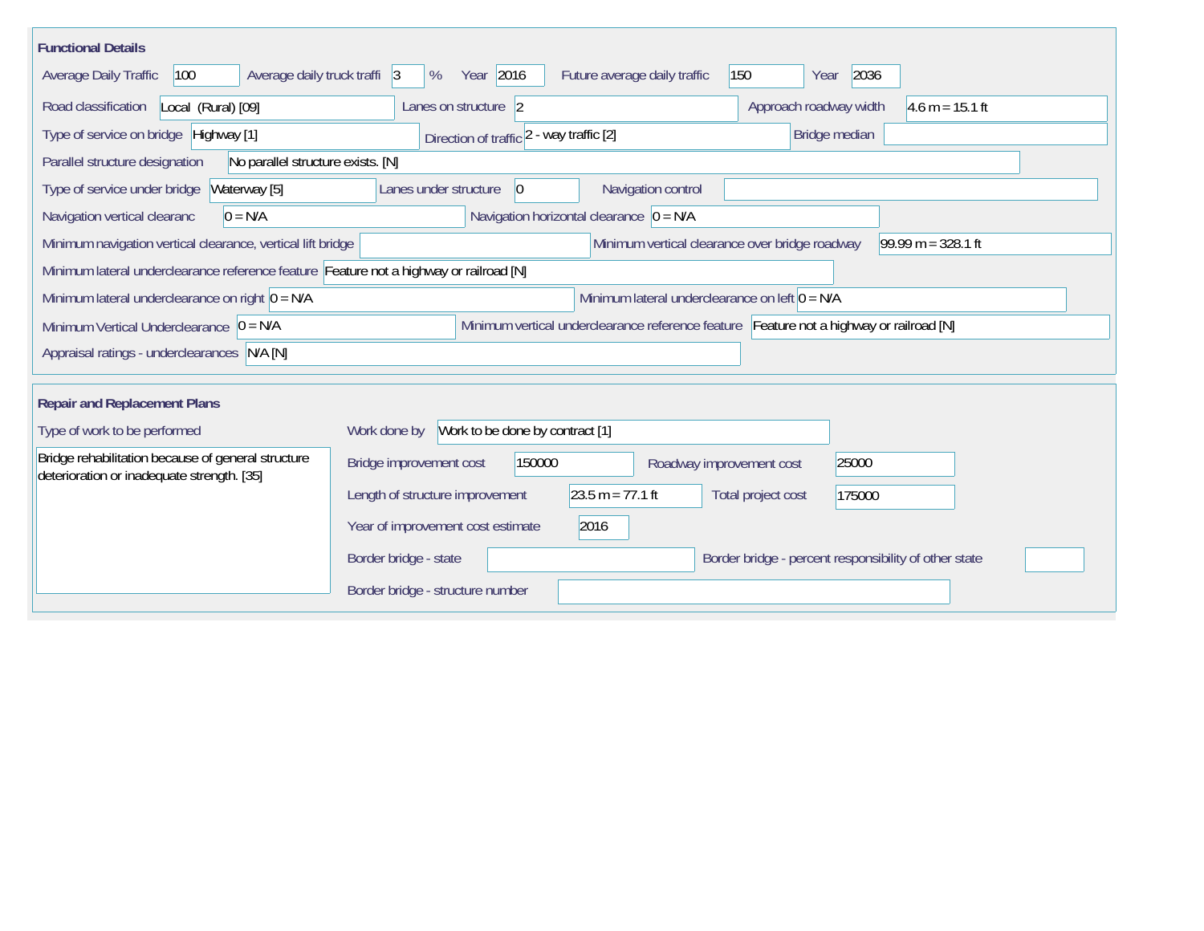## Functional Details

Average Daily Traffic: 100

Average daily truck traffi: 3 %

Year: 2016

Future average daily traffic: 150

Year: 2036

Road classification: Local (Rural) [09]

Lanes on structure: 2

Approach roadway width: 4.6 m = 15.1 ft

Type of service on bridge: Highway [1]

Direction of traffic: 2 - way traffic [2]

Bridge median:

Parallel structure designation: No parallel structure exists. [N]

Type of service under bridge: Waterway [5]

Lanes under structure: 0

Navigation control:

Navigation vertical clearanc: 0 = N/A

Navigation horizontal clearance: 0 = N/A

Minimum navigation vertical clearance, vertical lift bridge:

Minimum vertical clearance over bridge roadway: 99.99 m = 328.1 ft

Minimum lateral underclearance reference feature: Feature not a highway or railroad [N]

Minimum lateral underclearance on right: 0 = N/A

Minimum lateral underclearance on left: 0 = N/A

Minimum Vertical Underclearance: 0 = N/A

Minimum vertical underclearance reference feature: Feature not a highway or railroad [N]

Appraisal ratings - underclearances: N/A [N]

## Repair and Replacement Plans

Type of work to be performed:

Bridge rehabilitation because of general structure deterioration or inadequate strength. [35]

Work done by: Work to be done by contract [1]

Bridge improvement cost: 150000

Roadway improvement cost: 25000

Length of structure improvement: 23.5 m = 77.1 ft

Total project cost: 175000

Year of improvement cost estimate: 2016

Border bridge - state:

Border bridge - percent responsibility of other state:

Border bridge - structure number: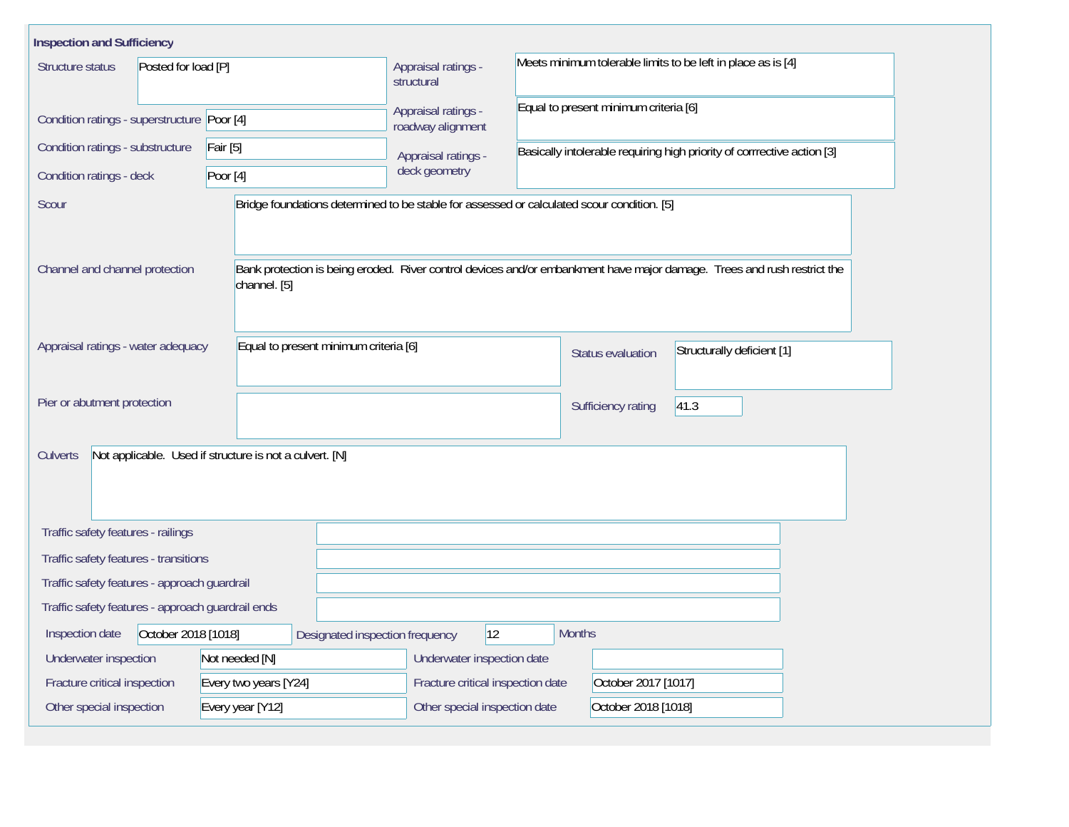## Inspection and Sufficiency

| Field | Value |
|---|---|
| Structure status | Posted for load [P] |
| Condition ratings - superstructure | Poor [4] |
| Condition ratings - substructure | Fair [5] |
| Condition ratings - deck | Poor [4] |
| Appraisal ratings - structural | Meets minimum tolerable limits to be left in place as is [4] |
| Appraisal ratings - roadway alignment | Equal to present minimum criteria [6] |
| Appraisal ratings - deck geometry | Basically intolerable requiring high priority of corrrective action [3] |
| Scour | Bridge foundations determined to be stable for assessed or calculated scour condition. [5] |
| Channel and channel protection | Bank protection is being eroded. River control devices and/or embankment have major damage. Trees and rush restrict the channel. [5] |
| Appraisal ratings - water adequacy | Equal to present minimum criteria [6] |
| Status evaluation | Structurally deficient [1] |
| Pier or abutment protection | |
| Sufficiency rating | 41.3 |
| Culverts | Not applicable. Used if structure is not a culvert. [N] |
| Traffic safety features - railings | |
| Traffic safety features - transitions | |
| Traffic safety features - approach guardrail | |
| Traffic safety features - approach guardrail ends | |
| Inspection date | October 2018 [1018] |
| Designated inspection frequency | 12 Months |
| Underwater inspection | Not needed [N] |
| Underwater inspection date | |
| Fracture critical inspection | Every two years [Y24] |
| Fracture critical inspection date | October 2017 [1017] |
| Other special inspection | Every year [Y12] |
| Other special inspection date | October 2018 [1018] |